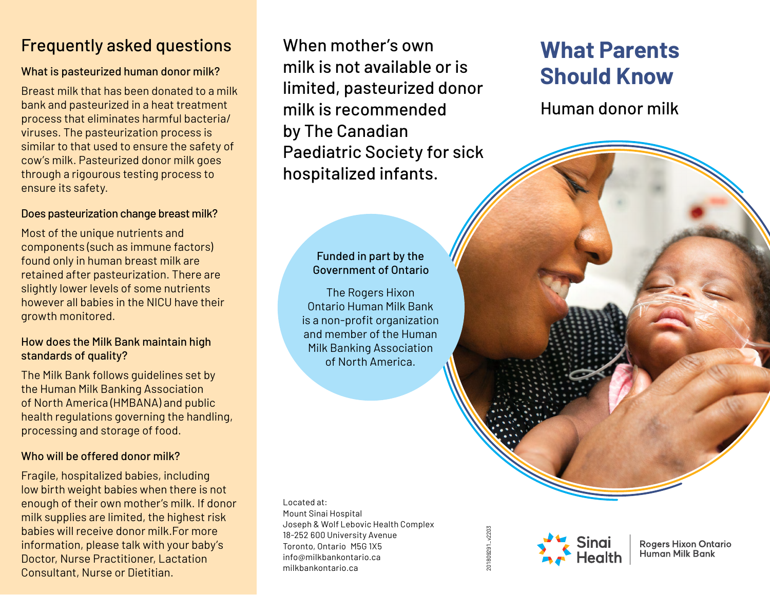# What Parents Should Know

## Human donor milk

When mother's own milk is not available or is limited, pasteurized donor milk is recommended by The Canadian Paediatric Society for sick hospitalized infants.

**Funded in part by the Government of Ontario**

The Rogers Hixon Ontario Human Milk Bank is a non-profit organization and member of the Human Milk Banking Association of North America.

## Frequently asked questions

### What is pasteurized human donor milk?

Breast milk that has been donated to a milk bank and pasteurized in a heat treatment process that eliminates harmful bacteria/viruses. The pasteurization process is similar to that used to ensure the safety of cow's milk. Pasteurized donor milk goes through a rigourous testing process to ensure its safety.

### Does pasteurization change breast milk?

Most of the unique nutrients and components (such as immune factors) found only in human breast milk are retained after pasteurization. There are slightly lower levels of some nutrients however all babies in the NICU have their growth monitored.

### How does the Milk Bank maintain high standards of quality?

The Milk Bank follows guidelines set by the Human Milk Banking Association of North America (HMBANA) and public health regulations governing the handling, processing and storage of food.

### Who will be offered donor milk?

Fragile, hospitalized babies, including low birth weight babies when there is not enough of their own mother's milk. If donor milk supplies are limited, the highest risk babies will receive donor milk.For more information, please talk with your baby's Doctor, Nurse Practitioner, Lactation Consultant, Nurse or Dietitian.

Located at:
Mount Sinai Hospital
Joseph & Wolf Lebovic Health Complex
18-252 600 University Avenue
Toronto, Ontario M5G 1X5
info@milkbankontario.ca
milkbankontario.ca

20180929 1_v2203

Sinai Health | Rogers Hixon Ontario Human Milk Bank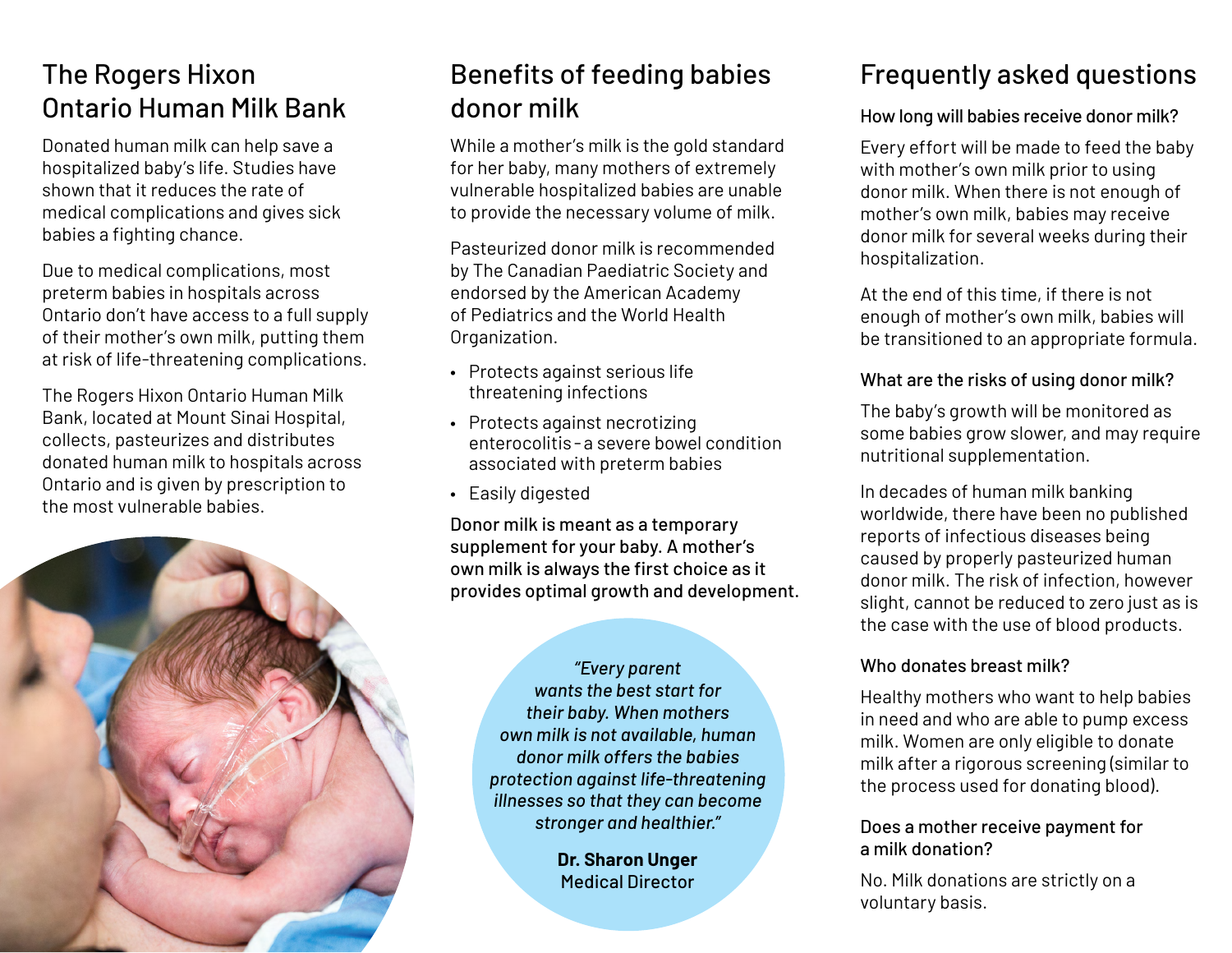## The Rogers Hixon Ontario Human Milk Bank

Donated human milk can help save a hospitalized baby's life. Studies have shown that it reduces the rate of medical complications and gives sick babies a fighting chance.

Due to medical complications, most preterm babies in hospitals across Ontario don't have access to a full supply of their mother's own milk, putting them at risk of life-threatening complications.

The Rogers Hixon Ontario Human Milk Bank, located at Mount Sinai Hospital, collects, pasteurizes and distributes donated human milk to hospitals across Ontario and is given by prescription to the most vulnerable babies.

## Benefits of feeding babies donor milk

While a mother's milk is the gold standard for her baby, many mothers of extremely vulnerable hospitalized babies are unable to provide the necessary volume of milk.

Pasteurized donor milk is recommended by The Canadian Paediatric Society and endorsed by the American Academy of Pediatrics and the World Health Organization.

- Protects against serious life threatening infections
- Protects against necrotizing enterocolitis - a severe bowel condition associated with preterm babies
- Easily digested

**Donor milk is meant as a temporary supplement for your baby. A mother's own milk is always the first choice as it provides optimal growth and development.**

*"Every parent wants the best start for their baby. When mothers own milk is not available, human donor milk offers the babies protection against life-threatening illnesses so that they can become stronger and healthier."*

**Dr. Sharon Unger**
Medical Director

## Frequently asked questions

### How long will babies receive donor milk?

Every effort will be made to feed the baby with mother's own milk prior to using donor milk. When there is not enough of mother's own milk, babies may receive donor milk for several weeks during their hospitalization.

At the end of this time, if there is not enough of mother's own milk, babies will be transitioned to an appropriate formula.

### What are the risks of using donor milk?

The baby's growth will be monitored as some babies grow slower, and may require nutritional supplementation.

In decades of human milk banking worldwide, there have been no published reports of infectious diseases being caused by properly pasteurized human donor milk. The risk of infection, however slight, cannot be reduced to zero just as is the case with the use of blood products.

### Who donates breast milk?

Healthy mothers who want to help babies in need and who are able to pump excess milk. Women are only eligible to donate milk after a rigorous screening (similar to the process used for donating blood).

### Does a mother receive payment for a milk donation?

No. Milk donations are strictly on a voluntary basis.